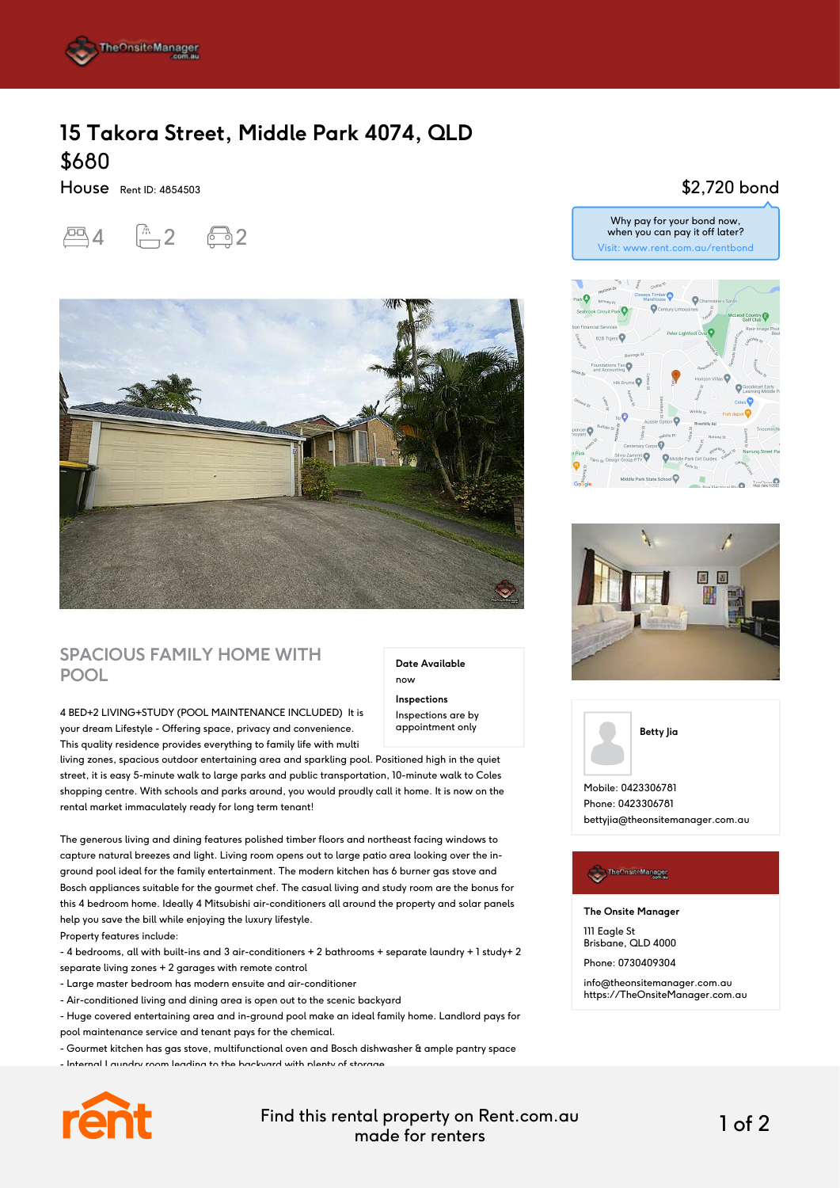# 15 Takora Street, Middle Park 4074, QLD

## $680

House Rent ID: 4854503

$2,720 bond

Why pay for your bond now, when you can pay it off later?
Visit: www.rent.com.au/rentbond

4 bedrooms · 2 bathrooms · 2 car spaces

## SPACIOUS FAMILY HOME WITH POOL

**Date Available**
now

**Inspections**
Inspections are by appointment only

4 BED+2 LIVING+STUDY (POOL MAINTENANCE INCLUDED) It is your dream Lifestyle - Offering space, privacy and convenience. This quality residence provides everything to family life with multi living zones, spacious outdoor entertaining area and sparkling pool. Positioned high in the quiet street, it is easy 5-minute walk to large parks and public transportation, 10-minute walk to Coles shopping centre. With schools and parks around, you would proudly call it home. It is now on the rental market immaculately ready for long term tenant!

The generous living and dining features polished timber floors and northeast facing windows to capture natural breezes and light. Living room opens out to large patio area looking over the in-ground pool ideal for the family entertainment. The modern kitchen has 6 burner gas stove and Bosch appliances suitable for the gourmet chef. The casual living and study room are the bonus for this 4 bedroom home. Ideally 4 Mitsubishi air-conditioners all around the property and solar panels help you save the bill while enjoying the luxury lifestyle.

Property features include:

- 4 bedrooms, all with built-ins and 3 air-conditioners + 2 bathrooms + separate laundry + 1 study+ 2 separate living zones + 2 garages with remote control
- Large master bedroom has modern ensuite and air-conditioner
- Air-conditioned living and dining area is open out to the scenic backyard
- Huge covered entertaining area and in-ground pool make an ideal family home. Landlord pays for pool maintenance service and tenant pays for the chemical.
- Gourmet kitchen has gas stove, multifunctional oven and Bosch dishwasher & ample pantry space
- Internal Laundry room leading to the backyard with plenty of storage

**Betty Jia**

Mobile: 0423306781
Phone: 0423306781
bettyjia@theonsitemanager.com.au

**The Onsite Manager**

111 Eagle St
Brisbane, QLD 4000

Phone: 0730409304

info@theonsitemanager.com.au
https://TheOnsiteManager.com.au

Find this rental property on Rent.com.au made for renters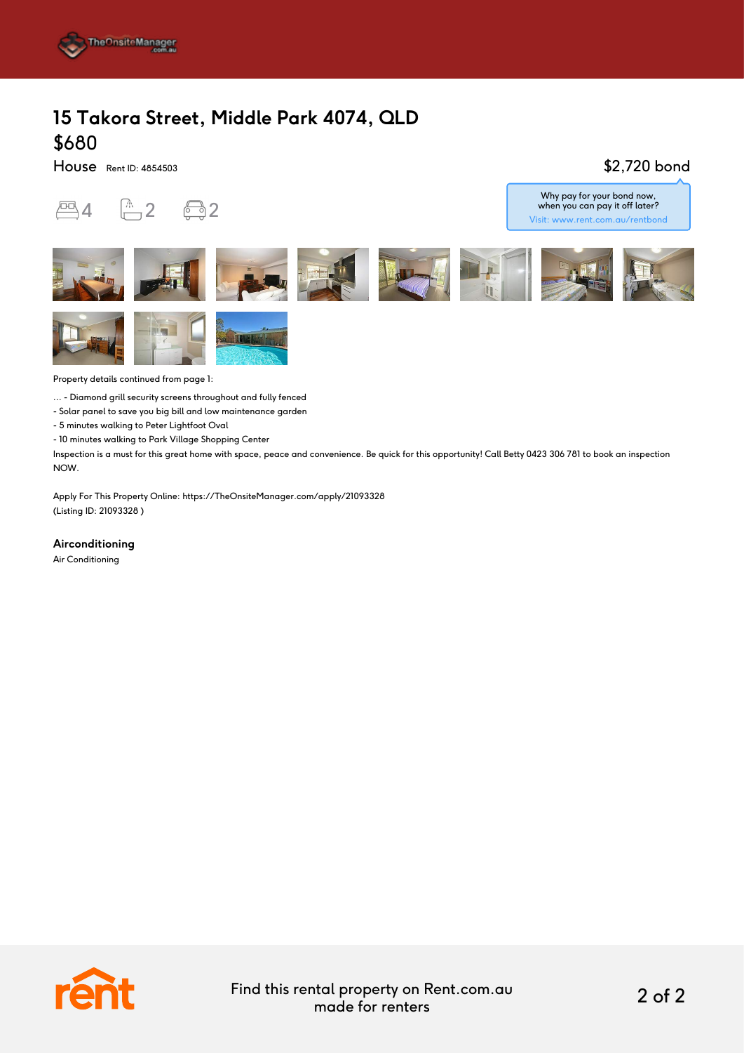# 15 Takora Street, Middle Park 4074, QLD

## $680

House Rent ID: 4854503

$2,720 bond

Why pay for your bond now, when you can pay it off later?
Visit: www.rent.com.au/rentbond

4 2 2

Property details continued from page 1:

... - Diamond grill security screens throughout and fully fenced
- Solar panel to save you big bill and low maintenance garden
- 5 minutes walking to Peter Lightfoot Oval
- 10 minutes walking to Park Village Shopping Center

Inspection is a must for this great home with space, peace and convenience. Be quick for this opportunity! Call Betty 0423 306 781 to book an inspection NOW.

Apply For This Property Online: https://TheOnsiteManager.com/apply/21093328
(Listing ID: 21093328 )

### Airconditioning

Air Conditioning

Find this rental property on Rent.com.au made for renters